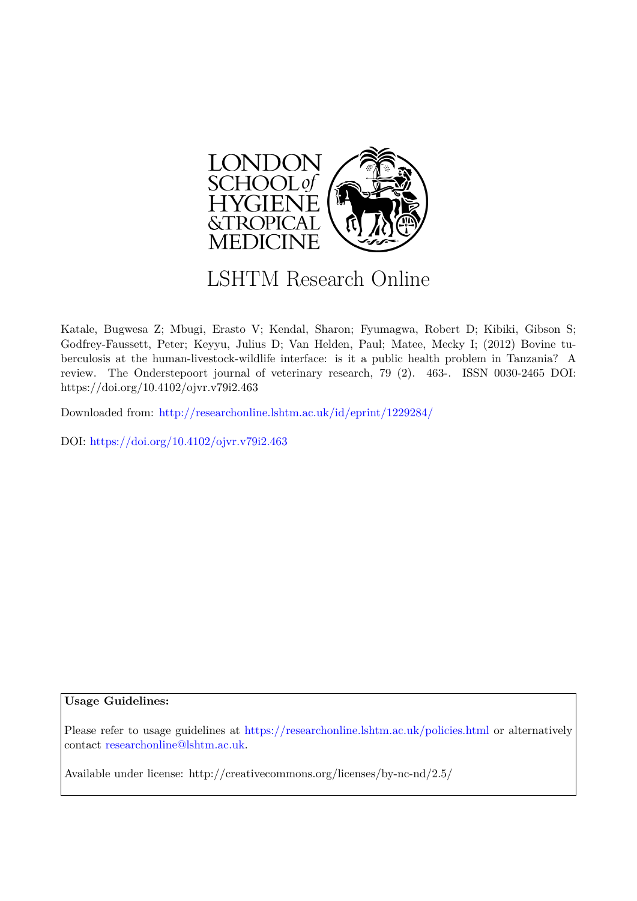LONDON SCHOOL of HYGIENE &TROPICAL MEDICINE

# LSHTM Research Online

Katale, Bugwesa Z; Mbugi, Erasto V; Kendal, Sharon; Fyumagwa, Robert D; Kibiki, Gibson S; Godfrey-Faussett, Peter; Keyyu, Julius D; Van Helden, Paul; Matee, Mecky I; (2012) Bovine tuberculosis at the human-livestock-wildlife interface: is it a public health problem in Tanzania? A review. The Onderstepoort journal of veterinary research, 79 (2). 463-. ISSN 0030-2465 DOI: https://doi.org/10.4102/ojvr.v79i2.463

Downloaded from: http://researchonline.lshtm.ac.uk/id/eprint/1229284/

DOI: https://doi.org/10.4102/ojvr.v79i2.463

**Usage Guidelines:**

Please refer to usage guidelines at https://researchonline.lshtm.ac.uk/policies.html or alternatively contact researchonline@lshtm.ac.uk.

Available under license: http://creativecommons.org/licenses/by-nc-nd/2.5/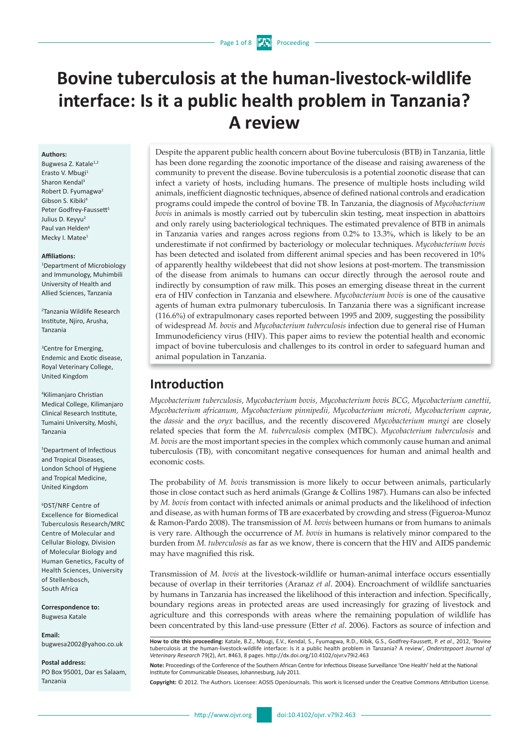# Bovine tuberculosis at the human-livestock-wildlife interface: Is it a public health problem in Tanzania? A review

**Authors:**
Bugwesa Z. Katale[1,2]
Erasto V. Mbugi[1]
Sharon Kendal[3]
Robert D. Fyumagwa[2]
Gibson S. Kibiki[4]
Peter Godfrey-Faussett[5]
Julius D. Keyyu[2]
Paul van Helden[6]
Mecky I. Matee[1]

**Affiliations:**
[1]Department of Microbiology and Immunology, Muhimbili University of Health and Allied Sciences, Tanzania

[2]Tanzania Wildlife Research Institute, Njiro, Arusha, Tanzania

[3]Centre for Emerging, Endemic and Exotic disease, Royal Veterinary College, United Kingdom

[4]Kilimanjaro Christian Medical College, Kilimanjaro Clinical Research Institute, Tumaini University, Moshi, Tanzania

[5]Department of Infectious and Tropical Diseases, London School of Hygiene and Tropical Medicine, United Kingdom

[6]DST/NRF Centre of Excellence for Biomedical Tuberculosis Research/MRC Centre of Molecular and Cellular Biology, Division of Molecular Biology and Human Genetics, Faculty of Health Sciences, University of Stellenbosch, South Africa

**Correspondence to:**
Bugwesa Katale

**Email:**
bugwesa2002@yahoo.co.uk

**Postal address:**
PO Box 95001, Dar es Salaam, Tanzania

Despite the apparent public health concern about Bovine tuberculosis (BTB) in Tanzania, little has been done regarding the zoonotic importance of the disease and raising awareness of the community to prevent the disease. Bovine tuberculosis is a potential zoonotic disease that can infect a variety of hosts, including humans. The presence of multiple hosts including wild animals, inefficient diagnostic techniques, absence of defined national controls and eradication programs could impede the control of bovine TB. In Tanzania, the diagnosis of *Mycobacterium bovis* in animals is mostly carried out by tuberculin skin testing, meat inspection in abattoirs and only rarely using bacteriological techniques. The estimated prevalence of BTB in animals in Tanzania varies and ranges across regions from 0.2% to 13.3%, which is likely to be an underestimate if not confirmed by bacteriology or molecular techniques. *Mycobacterium bovis* has been detected and isolated from different animal species and has been recovered in 10% of apparently healthy wildebeest that did not show lesions at post-mortem. The transmission of the disease from animals to humans can occur directly through the aerosol route and indirectly by consumption of raw milk. This poses an emerging disease threat in the current era of HIV confection in Tanzania and elsewhere. *Mycobacterium bovis* is one of the causative agents of human extra pulmonary tuberculosis. In Tanzania there was a significant increase (116.6%) of extrapulmonary cases reported between 1995 and 2009, suggesting the possibility of widespread *M. bovis* and *Mycobacterium tuberculosis* infection due to general rise of Human Immunodeficiency virus (HIV). This paper aims to review the potential health and economic impact of bovine tuberculosis and challenges to its control in order to safeguard human and animal population in Tanzania.

## Introduction

*Mycobacterium tuberculosis, Mycobacterium bovis, Mycobacterium bovis BCG, Mycobacterium canettii, Mycobacterium africanum, Mycobacterium pinnipedii, Mycobacterium microti, Mycobacterium caprae*, the *dassie* and the *oryx* bacillus, and the recently discovered *Mycobacterium mungi* are closely related species that form the *M. tuberculosis* complex (MTBC). *Mycobacterium tuberculosis* and *M. bovis* are the most important species in the complex which commonly cause human and animal tuberculosis (TB), with concomitant negative consequences for human and animal health and economic costs.

The probability of *M. bovis* transmission is more likely to occur between animals, particularly those in close contact such as herd animals (Grange & Collins 1987). Humans can also be infected by *M. bovis* from contact with infected animals or animal products and the likelihood of infection and disease, as with human forms of TB are exacerbated by crowding and stress (Figueroa-Munoz & Ramon-Pardo 2008). The transmission of *M. bovis* between humans or from humans to animals is very rare. Although the occurrence of *M. bovis* in humans is relatively minor compared to the burden from *M. tuberculosis* as far as we know, there is concern that the HIV and AIDS pandemic may have magnified this risk.

Transmission of *M. bovis* at the livestock-wildlife or human-animal interface occurs essentially because of overlap in their territories (Aranaz *et al*. 2004). Encroachment of wildlife sanctuaries by humans in Tanzania has increased the likelihood of this interaction and infection. Specifically, boundary regions areas in protected areas are used increasingly for grazing of livestock and agriculture and this corresponds with areas where the remaining population of wildlife has been concentrated by this land-use pressure (Etter *et al*. 2006). Factors as source of infection and

**How to cite this proceeding:** Katale, B.Z., Mbugi, E.V., Kendal, S., Fyumagwa, R.D., Kibik, G.S., Godfrey-Faussett, P. *et al*., 2012, 'Bovine tuberculosis at the human-livestock-wildlife interface: Is it a public health problem in Tanzania? A review', *Onderstepoort Journal of Veterinary Research* 79(2), Art. #463, 8 pages. http://dx.doi.org/10.4102/ojvr.v79i2.463

**Note:** Proceedings of the Conference of the Southern African Centre for Infectious Disease Surveillance 'One Health' held at the National Institute for Communicable Diseases, Johannesburg, July 2011.

**Copyright:** © 2012. The Authors. Licensee: AOSIS OpenJournals. This work is licensed under the Creative Commons Attribution License.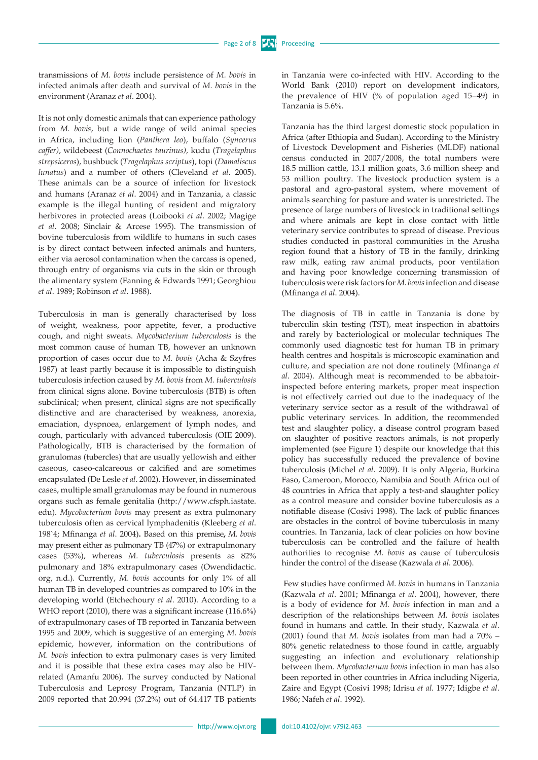transmissions of *M. bovis* include persistence of *M. bovis* in infected animals after death and survival of *M. bovis* in the environment (Aranaz *et al*. 2004).

It is not only domestic animals that can experience pathology from *M. bovis*, but a wide range of wild animal species in Africa, including lion (*Panthera leo*), buffalo (*Syncerus caffer)*, wildebeest (*Connochaetes taurinus),* kudu (*Tragelaphus strepsiceros*), bushbuck (*Tragelaphus scriptus*), topi (*Damaliscus lunatus*) and a number of others (Cleveland *et al*. 2005). These animals can be a source of infection for livestock and humans (Aranaz *et al*. 2004) and in Tanzania, a classic example is the illegal hunting of resident and migratory herbivores in protected areas (Loibooki *et al*. 2002; Magige *et al*. 2008; Sinclair & Arcese 1995). The transmission of bovine tuberculosis from wildlife to humans in such cases is by direct contact between infected animals and hunters, either via aerosol contamination when the carcass is opened, through entry of organisms via cuts in the skin or through the alimentary system (Fanning & Edwards 1991; Georghiou *et al*. 1989; Robinson *et al*. 1988).

Tuberculosis in man is generally characterised by loss of weight, weakness, poor appetite, fever, a productive cough, and night sweats. *Mycobacterium tuberculosis* is the most common cause of human TB, however an unknown proportion of cases occur due to *M. bovis* (Acha & Szyfres 1987) at least partly because it is impossible to distinguish tuberculosis infection caused by *M. bovis* from *M. tuberculosis* from clinical signs alone. Bovine tuberculosis (BTB) is often subclinical; when present, clinical signs are not specifically distinctive and are characterised by weakness, anorexia, emaciation, dyspnoea, enlargement of lymph nodes, and cough, particularly with advanced tuberculosis (OIE 2009). Pathologically, BTB is characterised by the formation of granulomas (tubercles) that are usually yellowish and either caseous, caseo-calcareous or calcified and are sometimes encapsulated (De Lesle *et al*. 2002). However, in disseminated cases, multiple small granulomas may be found in numerous organs such as female genitalia (http://www.cfsph.iastate.edu). *Mycobacterium bovis* may present as extra pulmonary tuberculosis often as cervical lymphadenitis (Kleeberg *et al*. 198`4; Mfinanga *et al*. 2004)**.** Based on this premise**,** *M. bovis* may present either as pulmonary TB (47%) or extrapulmonary cases (53%), whereas *M. tuberculosis* presents as 82% pulmonary and 18% extrapulmonary cases (Owendidactic.org, n.d.). Currently, *M. bovis* accounts for only 1% of all human TB in developed countries as compared to 10% in the developing world (Etchechoury *et al*. 2010). According to a WHO report (2010), there was a significant increase (116.6%) of extrapulmonary cases of TB reported in Tanzania between 1995 and 2009, which is suggestive of an emerging *M. bovis* epidemic, however, information on the contributions of *M. bovis* infection to extra pulmonary cases is very limited and it is possible that these extra cases may also be HIV-related (Amanfu 2006). The survey conducted by National Tuberculosis and Leprosy Program, Tanzania (NTLP) in 2009 reported that 20.994 (37.2%) out of 64.417 TB patients in Tanzania were co-infected with HIV. According to the World Bank (2010) report on development indicators, the prevalence of HIV (% of population aged 15–49) in Tanzania is 5.6%.

Tanzania has the third largest domestic stock population in Africa (after Ethiopia and Sudan). According to the Ministry of Livestock Development and Fisheries (MLDF) national census conducted in 2007/2008, the total numbers were 18.5 million cattle, 13.1 million goats, 3.6 million sheep and 53 million poultry. The livestock production system is a pastoral and agro-pastoral system, where movement of animals searching for pasture and water is unrestricted. The presence of large numbers of livestock in traditional settings and where animals are kept in close contact with little veterinary service contributes to spread of disease. Previous studies conducted in pastoral communities in the Arusha region found that a history of TB in the family, drinking raw milk, eating raw animal products, poor ventilation and having poor knowledge concerning transmission of tuberculosis were risk factors for *M. bovis* infection and disease (Mfinanga *et al*. 2004).

The diagnosis of TB in cattle in Tanzania is done by tuberculin skin testing (TST), meat inspection in abattoirs and rarely by bacteriological or molecular techniques The commonly used diagnostic test for human TB in primary health centres and hospitals is microscopic examination and culture, and speciation are not done routinely (Mfinanga *et al*. 2004). Although meat is recommended to be abbatoir-inspected before entering markets, proper meat inspection is not effectively carried out due to the inadequacy of the veterinary service sector as a result of the withdrawal of public veterinary services. In addition, the recommended test and slaughter policy, a disease control program based on slaughter of positive reactors animals, is not properly implemented (see Figure 1) despite our knowledge that this policy has successfully reduced the prevalence of bovine tuberculosis (Michel *et al*. 2009). It is only Algeria, Burkina Faso, Cameroon, Morocco, Namibia and South Africa out of 48 countries in Africa that apply a test-and slaughter policy as a control measure and consider bovine tuberculosis as a notifiable disease (Cosivi 1998). The lack of public finances are obstacles in the control of bovine tuberculosis in many countries. In Tanzania, lack of clear policies on how bovine tuberculosis can be controlled and the failure of health authorities to recognise *M. bovis* as cause of tuberculosis hinder the control of the disease (Kazwala *et al*. 2006).

Few studies have confirmed *M. bovis* in humans in Tanzania (Kazwala *et al*. 2001; Mfinanga *et al*. 2004), however, there is a body of evidence for *M. bovis* infection in man and a description of the relationships between *M. bovis* isolates found in humans and cattle. In their study, Kazwala *et al*. (2001) found that *M. bovis* isolates from man had a 70% – 80% genetic relatedness to those found in cattle, arguably suggesting an infection and evolutionary relationship between them. *Mycobacterium bovis* infection in man has also been reported in other countries in Africa including Nigeria, Zaire and Egypt (Cosivi 1998; Idrisu *et al.* 1977; Idigbe *et al*. 1986; Nafeh *et al*. 1992).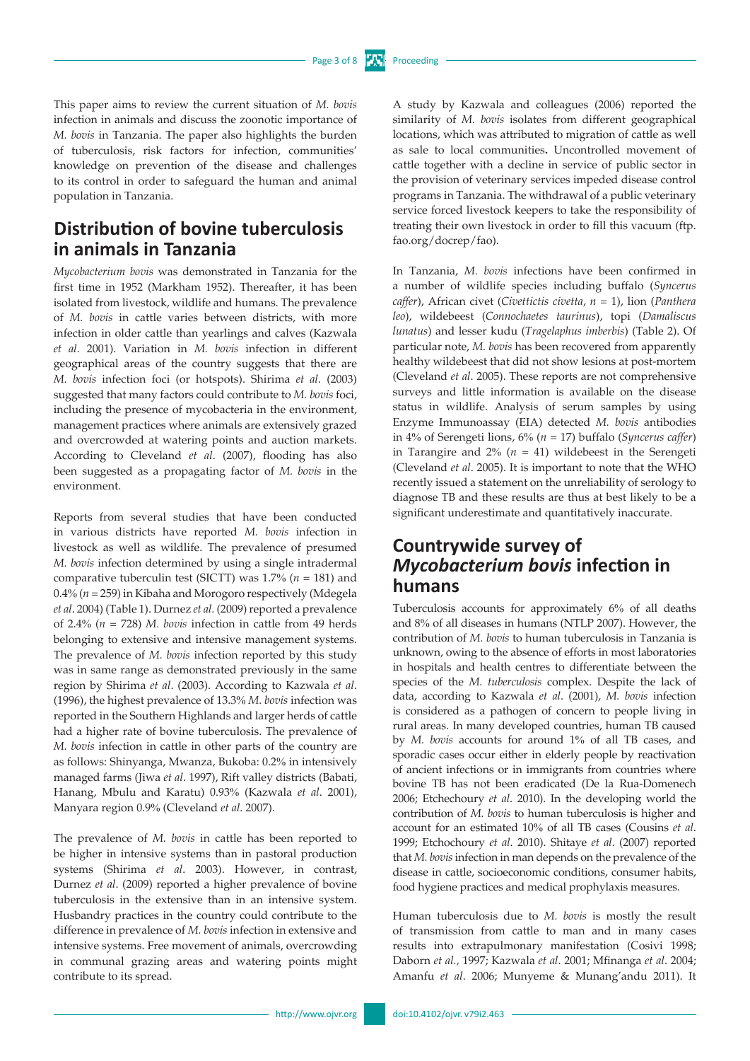This paper aims to review the current situation of *M. bovis* infection in animals and discuss the zoonotic importance of *M. bovis* in Tanzania. The paper also highlights the burden of tuberculosis, risk factors for infection, communities' knowledge on prevention of the disease and challenges to its control in order to safeguard the human and animal population in Tanzania.

## Distribution of bovine tuberculosis in animals in Tanzania

*Mycobacterium bovis* was demonstrated in Tanzania for the first time in 1952 (Markham 1952). Thereafter, it has been isolated from livestock, wildlife and humans. The prevalence of *M. bovis* in cattle varies between districts, with more infection in older cattle than yearlings and calves (Kazwala *et al*. 2001). Variation in *M. bovis* infection in different geographical areas of the country suggests that there are *M. bovis* infection foci (or hotspots). Shirima *et al*. (2003) suggested that many factors could contribute to *M. bovis* foci, including the presence of mycobacteria in the environment, management practices where animals are extensively grazed and overcrowded at watering points and auction markets. According to Cleveland *et al*. (2007), flooding has also been suggested as a propagating factor of *M. bovis* in the environment.

Reports from several studies that have been conducted in various districts have reported *M. bovis* infection in livestock as well as wildlife. The prevalence of presumed *M. bovis* infection determined by using a single intradermal comparative tuberculin test (SICTT) was 1.7% ($n$ = 181) and 0.4% ($n$ = 259) in Kibaha and Morogoro respectively (Mdegela *et al*. 2004) (Table 1). Durnez *et al.* (2009) reported a prevalence of 2.4% ($n$ = 728) *M. bovis* infection in cattle from 49 herds belonging to extensive and intensive management systems. The prevalence of *M. bovis* infection reported by this study was in same range as demonstrated previously in the same region by Shirima *et al*. (2003). According to Kazwala *et al*. (1996), the highest prevalence of 13.3% *M. bovis* infection was reported in the Southern Highlands and larger herds of cattle had a higher rate of bovine tuberculosis. The prevalence of *M. bovis* infection in cattle in other parts of the country are as follows: Shinyanga, Mwanza, Bukoba: 0.2% in intensively managed farms (Jiwa *et al*. 1997), Rift valley districts (Babati, Hanang, Mbulu and Karatu) 0.93% (Kazwala *et al*. 2001), Manyara region 0.9% (Cleveland *et al*. 2007).

The prevalence of *M. bovis* in cattle has been reported to be higher in intensive systems than in pastoral production systems (Shirima *et al*. 2003). However, in contrast, Durnez *et al*. (2009) reported a higher prevalence of bovine tuberculosis in the extensive than in an intensive system. Husbandry practices in the country could contribute to the difference in prevalence of *M. bovis* infection in extensive and intensive systems. Free movement of animals, overcrowding in communal grazing areas and watering points might contribute to its spread.

A study by Kazwala and colleagues (2006) reported the similarity of *M. bovis* isolates from different geographical locations, which was attributed to migration of cattle as well as sale to local communities**.** Uncontrolled movement of cattle together with a decline in service of public sector in the provision of veterinary services impeded disease control programs in Tanzania. The withdrawal of a public veterinary service forced livestock keepers to take the responsibility of treating their own livestock in order to fill this vacuum (ftp.fao.org/docrep/fao).

In Tanzania, *M. bovis* infections have been confirmed in a number of wildlife species including buffalo (*Syncerus caffer*), African civet (*Civettictis civetta*, $n$ = 1), lion (*Panthera leo*), wildebeest (*Connochaetes taurinus*), topi (*Damaliscus lunatus*) and lesser kudu (*Tragelaphus imberbis*) (Table 2). Of particular note, *M. bovis* has been recovered from apparently healthy wildebeest that did not show lesions at post-mortem (Cleveland *et al*. 2005). These reports are not comprehensive surveys and little information is available on the disease status in wildlife. Analysis of serum samples by using Enzyme Immunoassay (EIA) detected *M. bovis* antibodies in 4% of Serengeti lions, 6% ($n$ = 17) buffalo (*Syncerus caffer*) in Tarangire and 2% ($n$ = 41) wildebeest in the Serengeti (Cleveland *et al*. 2005). It is important to note that the WHO recently issued a statement on the unreliability of serology to diagnose TB and these results are thus at best likely to be a significant underestimate and quantitatively inaccurate.

## Countrywide survey of *Mycobacterium bovis* infection in humans

Tuberculosis accounts for approximately 6% of all deaths and 8% of all diseases in humans (NTLP 2007). However, the contribution of *M. bovis* to human tuberculosis in Tanzania is unknown, owing to the absence of efforts in most laboratories in hospitals and health centres to differentiate between the species of the *M. tuberculosis* complex. Despite the lack of data, according to Kazwala *et al*. (2001), *M. bovis* infection is considered as a pathogen of concern to people living in rural areas. In many developed countries, human TB caused by *M. bovis* accounts for around 1% of all TB cases, and sporadic cases occur either in elderly people by reactivation of ancient infections or in immigrants from countries where bovine TB has not been eradicated (De la Rua-Domenech 2006; Etchechoury *et al*. 2010). In the developing world the contribution of *M. bovis* to human tuberculosis is higher and account for an estimated 10% of all TB cases (Cousins *et al*. 1999; Etchechoury *et al*. 2010). Shitaye *et al*. (2007) reported that *M. bovis* infection in man depends on the prevalence of the disease in cattle, socioeconomic conditions, consumer habits, food hygiene practices and medical prophylaxis measures.

Human tuberculosis due to *M. bovis* is mostly the result of transmission from cattle to man and in many cases results into extrapulmonary manifestation (Cosivi 1998; Daborn *et al.,* 1997; Kazwala *et al*. 2001; Mfinanga *et al*. 2004; Amanfu *et al*. 2006; Munyeme & Munang'andu 2011). It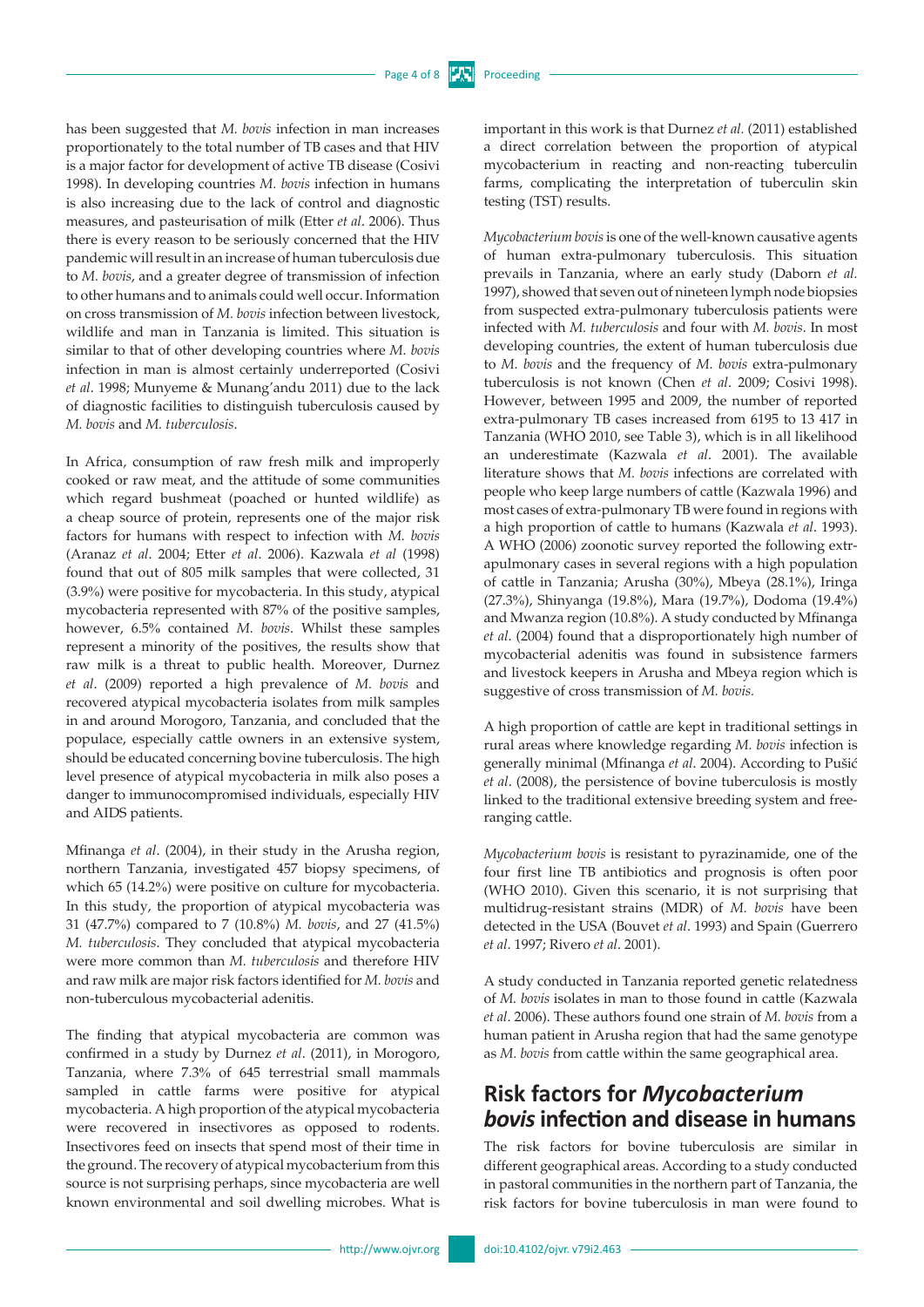has been suggested that *M. bovis* infection in man increases proportionately to the total number of TB cases and that HIV is a major factor for development of active TB disease (Cosivi 1998). In developing countries *M. bovis* infection in humans is also increasing due to the lack of control and diagnostic measures, and pasteurisation of milk (Etter *et al*. 2006). Thus there is every reason to be seriously concerned that the HIV pandemic will result in an increase of human tuberculosis due to *M. bovis*, and a greater degree of transmission of infection to other humans and to animals could well occur. Information on cross transmission of *M. bovis* infection between livestock, wildlife and man in Tanzania is limited. This situation is similar to that of other developing countries where *M. bovis* infection in man is almost certainly underreported (Cosivi *et al*. 1998; Munyeme & Munang'andu 2011) due to the lack of diagnostic facilities to distinguish tuberculosis caused by *M. bovis* and *M. tuberculosis*.

In Africa, consumption of raw fresh milk and improperly cooked or raw meat, and the attitude of some communities which regard bushmeat (poached or hunted wildlife) as a cheap source of protein, represents one of the major risk factors for humans with respect to infection with *M. bovis* (Aranaz *et al*. 2004; Etter *et al*. 2006). Kazwala *et al* (1998) found that out of 805 milk samples that were collected, 31 (3.9%) were positive for mycobacteria. In this study, atypical mycobacteria represented with 87% of the positive samples, however, 6.5% contained *M. bovis*. Whilst these samples represent a minority of the positives, the results show that raw milk is a threat to public health. Moreover, Durnez *et al*. (2009) reported a high prevalence of *M. bovis* and recovered atypical mycobacteria isolates from milk samples in and around Morogoro, Tanzania, and concluded that the populace, especially cattle owners in an extensive system, should be educated concerning bovine tuberculosis. The high level presence of atypical mycobacteria in milk also poses a danger to immunocompromised individuals, especially HIV and AIDS patients.

Mfinanga *et al*. (2004), in their study in the Arusha region, northern Tanzania, investigated 457 biopsy specimens, of which 65 (14.2%) were positive on culture for mycobacteria. In this study, the proportion of atypical mycobacteria was 31 (47.7%) compared to 7 (10.8%) *M. bovis*, and 27 (41.5%) *M. tuberculosis*. They concluded that atypical mycobacteria were more common than *M. tuberculosis* and therefore HIV and raw milk are major risk factors identified for *M. bovis* and non-tuberculous mycobacterial adenitis.

The finding that atypical mycobacteria are common was confirmed in a study by Durnez *et al*. (2011), in Morogoro, Tanzania, where 7.3% of 645 terrestrial small mammals sampled in cattle farms were positive for atypical mycobacteria. A high proportion of the atypical mycobacteria were recovered in insectivores as opposed to rodents. Insectivores feed on insects that spend most of their time in the ground. The recovery of atypical mycobacterium from this source is not surprising perhaps, since mycobacteria are well known environmental and soil dwelling microbes. What is important in this work is that Durnez *et al.* (2011) established a direct correlation between the proportion of atypical mycobacterium in reacting and non-reacting tuberculin farms, complicating the interpretation of tuberculin skin testing (TST) results.

*Mycobacterium bovis* is one of the well-known causative agents of human extra-pulmonary tuberculosis. This situation prevails in Tanzania, where an early study (Daborn *et al.* 1997), showed that seven out of nineteen lymph node biopsies from suspected extra-pulmonary tuberculosis patients were infected with *M. tuberculosis* and four with *M. bovis*. In most developing countries, the extent of human tuberculosis due to *M. bovis* and the frequency of *M. bovis* extra-pulmonary tuberculosis is not known (Chen *et al*. 2009; Cosivi 1998). However, between 1995 and 2009, the number of reported extra-pulmonary TB cases increased from 6195 to 13 417 in Tanzania (WHO 2010, see Table 3), which is in all likelihood an underestimate (Kazwala *et al*. 2001). The available literature shows that *M. bovis* infections are correlated with people who keep large numbers of cattle (Kazwala 1996) and most cases of extra-pulmonary TB were found in regions with a high proportion of cattle to humans (Kazwala *et al*. 1993). A WHO (2006) zoonotic survey reported the following extrapulmonary cases in several regions with a high population of cattle in Tanzania; Arusha (30%), Mbeya (28.1%), Iringa (27.3%), Shinyanga (19.8%), Mara (19.7%), Dodoma (19.4%) and Mwanza region (10.8%). A study conducted by Mfinanga *et al*. (2004) found that a disproportionately high number of mycobacterial adenitis was found in subsistence farmers and livestock keepers in Arusha and Mbeya region which is suggestive of cross transmission of *M. bovis.*

A high proportion of cattle are kept in traditional settings in rural areas where knowledge regarding *M. bovis* infection is generally minimal (Mfinanga *et al*. 2004). According to Pušić *et al*. (2008), the persistence of bovine tuberculosis is mostly linked to the traditional extensive breeding system and free-ranging cattle.

*Mycobacterium bovis* is resistant to pyrazinamide, one of the four first line TB antibiotics and prognosis is often poor (WHO 2010). Given this scenario, it is not surprising that multidrug-resistant strains (MDR) of *M. bovis* have been detected in the USA (Bouvet *et al*. 1993) and Spain (Guerrero *et al*. 1997; Rivero *et al*. 2001).

A study conducted in Tanzania reported genetic relatedness of *M. bovis* isolates in man to those found in cattle (Kazwala *et al*. 2006). These authors found one strain of *M. bovis* from a human patient in Arusha region that had the same genotype as *M. bovis* from cattle within the same geographical area.

## Risk factors for *Mycobacterium bovis* infection and disease in humans

The risk factors for bovine tuberculosis are similar in different geographical areas. According to a study conducted in pastoral communities in the northern part of Tanzania, the risk factors for bovine tuberculosis in man were found to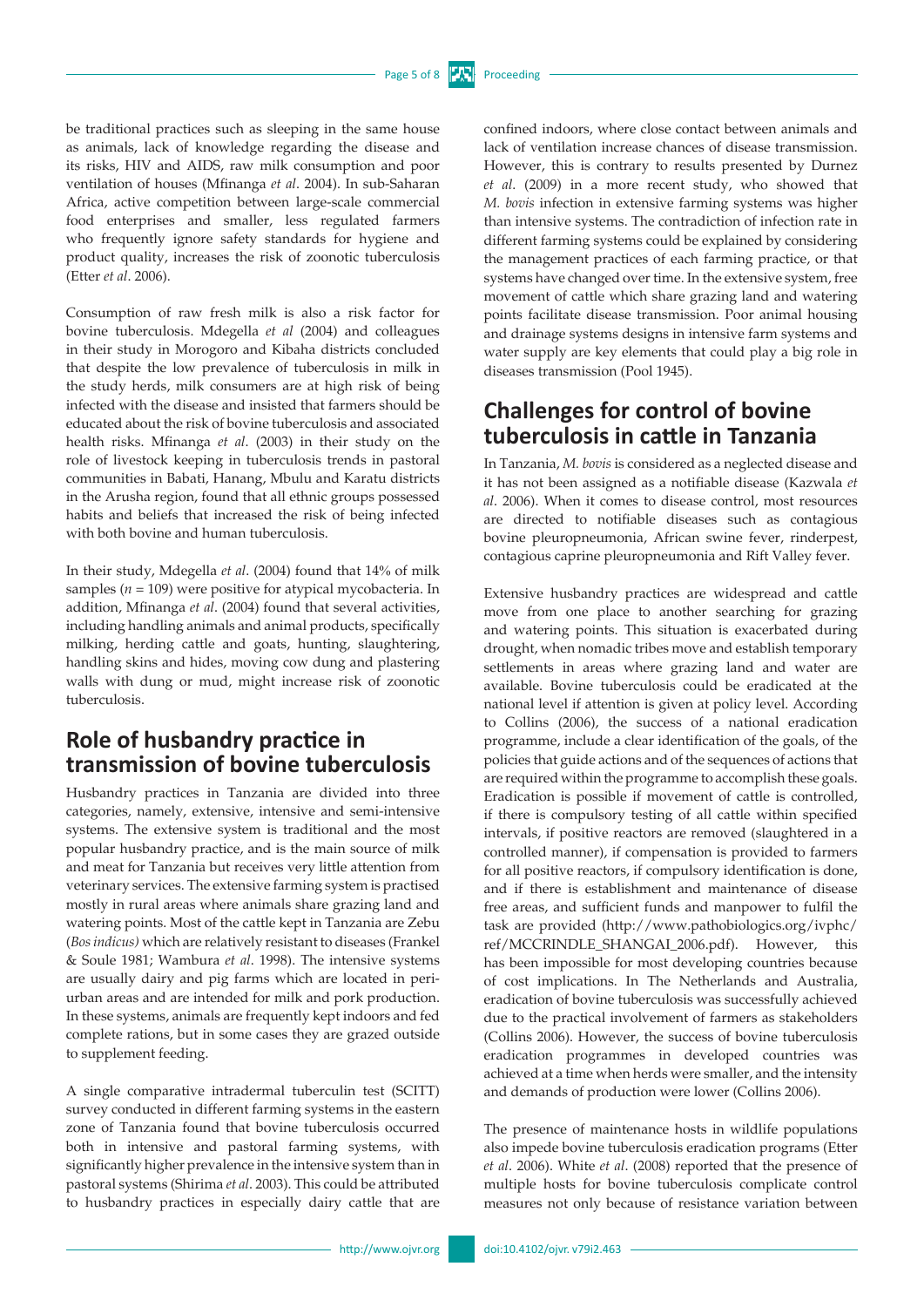be traditional practices such as sleeping in the same house as animals, lack of knowledge regarding the disease and its risks, HIV and AIDS, raw milk consumption and poor ventilation of houses (Mfinanga *et al*. 2004). In sub-Saharan Africa, active competition between large-scale commercial food enterprises and smaller, less regulated farmers who frequently ignore safety standards for hygiene and product quality, increases the risk of zoonotic tuberculosis (Etter *et al*. 2006).

Consumption of raw fresh milk is also a risk factor for bovine tuberculosis. Mdegella *et al* (2004) and colleagues in their study in Morogoro and Kibaha districts concluded that despite the low prevalence of tuberculosis in milk in the study herds, milk consumers are at high risk of being infected with the disease and insisted that farmers should be educated about the risk of bovine tuberculosis and associated health risks. Mfinanga *et al*. (2003) in their study on the role of livestock keeping in tuberculosis trends in pastoral communities in Babati, Hanang, Mbulu and Karatu districts in the Arusha region, found that all ethnic groups possessed habits and beliefs that increased the risk of being infected with both bovine and human tuberculosis.

In their study, Mdegella *et al*. (2004) found that 14% of milk samples ($n = 109$) were positive for atypical mycobacteria. In addition, Mfinanga *et al*. (2004) found that several activities, including handling animals and animal products, specifically milking, herding cattle and goats, hunting, slaughtering, handling skins and hides, moving cow dung and plastering walls with dung or mud, might increase risk of zoonotic tuberculosis.

## Role of husbandry practice in transmission of bovine tuberculosis

Husbandry practices in Tanzania are divided into three categories, namely, extensive, intensive and semi-intensive systems. The extensive system is traditional and the most popular husbandry practice, and is the main source of milk and meat for Tanzania but receives very little attention from veterinary services. The extensive farming system is practised mostly in rural areas where animals share grazing land and watering points. Most of the cattle kept in Tanzania are Zebu (*Bos indicus)* which are relatively resistant to diseases (Frankel & Soule 1981; Wambura *et al*. 1998). The intensive systems are usually dairy and pig farms which are located in peri-urban areas and are intended for milk and pork production. In these systems, animals are frequently kept indoors and fed complete rations, but in some cases they are grazed outside to supplement feeding.

A single comparative intradermal tuberculin test (SCITT) survey conducted in different farming systems in the eastern zone of Tanzania found that bovine tuberculosis occurred both in intensive and pastoral farming systems, with significantly higher prevalence in the intensive system than in pastoral systems (Shirima *et al*. 2003). This could be attributed to husbandry practices in especially dairy cattle that are confined indoors, where close contact between animals and lack of ventilation increase chances of disease transmission. However, this is contrary to results presented by Durnez *et al*. (2009) in a more recent study, who showed that *M. bovis* infection in extensive farming systems was higher than intensive systems. The contradiction of infection rate in different farming systems could be explained by considering the management practices of each farming practice, or that systems have changed over time. In the extensive system, free movement of cattle which share grazing land and watering points facilitate disease transmission. Poor animal housing and drainage systems designs in intensive farm systems and water supply are key elements that could play a big role in diseases transmission (Pool 1945).

## Challenges for control of bovine tuberculosis in cattle in Tanzania

In Tanzania, *M. bovis* is considered as a neglected disease and it has not been assigned as a notifiable disease (Kazwala *et al*. 2006). When it comes to disease control, most resources are directed to notifiable diseases such as contagious bovine pleuropneumonia, African swine fever, rinderpest, contagious caprine pleuropneumonia and Rift Valley fever.

Extensive husbandry practices are widespread and cattle move from one place to another searching for grazing and watering points. This situation is exacerbated during drought, when nomadic tribes move and establish temporary settlements in areas where grazing land and water are available. Bovine tuberculosis could be eradicated at the national level if attention is given at policy level. According to Collins (2006), the success of a national eradication programme, include a clear identification of the goals, of the policies that guide actions and of the sequences of actions that are required within the programme to accomplish these goals. Eradication is possible if movement of cattle is controlled, if there is compulsory testing of all cattle within specified intervals, if positive reactors are removed (slaughtered in a controlled manner), if compensation is provided to farmers for all positive reactors, if compulsory identification is done, and if there is establishment and maintenance of disease free areas, and sufficient funds and manpower to fulfil the task are provided (http://www.pathobiologics.org/ivphc/ref/MCCRINDLE_SHANGAI_2006.pdf). However, this has been impossible for most developing countries because of cost implications. In The Netherlands and Australia, eradication of bovine tuberculosis was successfully achieved due to the practical involvement of farmers as stakeholders (Collins 2006). However, the success of bovine tuberculosis eradication programmes in developed countries was achieved at a time when herds were smaller, and the intensity and demands of production were lower (Collins 2006).

The presence of maintenance hosts in wildlife populations also impede bovine tuberculosis eradication programs (Etter *et al*. 2006). White *et al*. (2008) reported that the presence of multiple hosts for bovine tuberculosis complicate control measures not only because of resistance variation between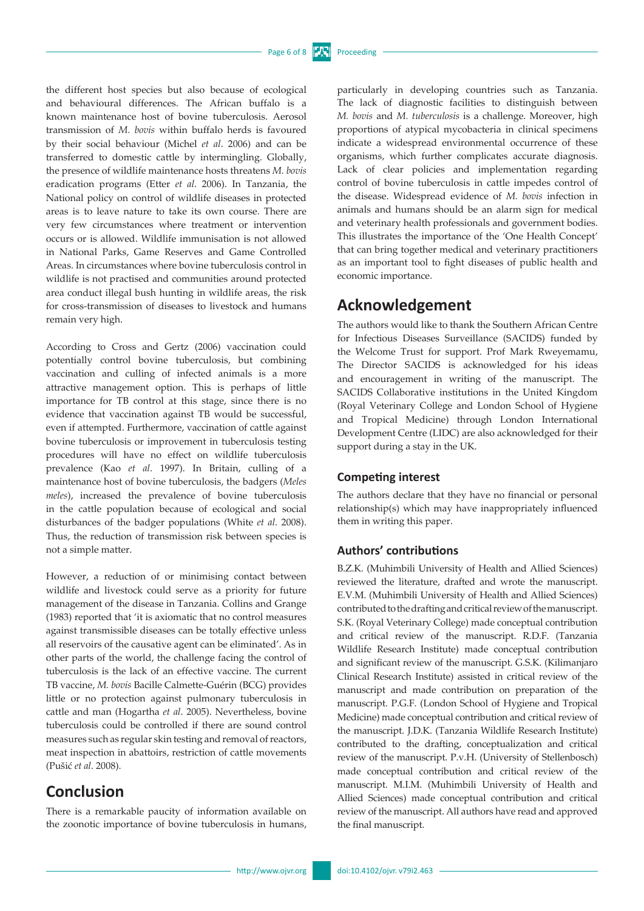the different host species but also because of ecological and behavioural differences. The African buffalo is a known maintenance host of bovine tuberculosis. Aerosol transmission of *M. bovis* within buffalo herds is favoured by their social behaviour (Michel *et al*. 2006) and can be transferred to domestic cattle by intermingling. Globally, the presence of wildlife maintenance hosts threatens *M. bovis* eradication programs (Etter *et al*. 2006). In Tanzania, the National policy on control of wildlife diseases in protected areas is to leave nature to take its own course. There are very few circumstances where treatment or intervention occurs or is allowed. Wildlife immunisation is not allowed in National Parks, Game Reserves and Game Controlled Areas. In circumstances where bovine tuberculosis control in wildlife is not practised and communities around protected area conduct illegal bush hunting in wildlife areas, the risk for cross-transmission of diseases to livestock and humans remain very high.

According to Cross and Gertz (2006) vaccination could potentially control bovine tuberculosis, but combining vaccination and culling of infected animals is a more attractive management option. This is perhaps of little importance for TB control at this stage, since there is no evidence that vaccination against TB would be successful, even if attempted. Furthermore, vaccination of cattle against bovine tuberculosis or improvement in tuberculosis testing procedures will have no effect on wildlife tuberculosis prevalence (Kao *et al*. 1997). In Britain, culling of a maintenance host of bovine tuberculosis, the badgers (*Meles meles*), increased the prevalence of bovine tuberculosis in the cattle population because of ecological and social disturbances of the badger populations (White *et al*. 2008). Thus, the reduction of transmission risk between species is not a simple matter.

However, a reduction of or minimising contact between wildlife and livestock could serve as a priority for future management of the disease in Tanzania. Collins and Grange (1983) reported that 'it is axiomatic that no control measures against transmissible diseases can be totally effective unless all reservoirs of the causative agent can be eliminated'. As in other parts of the world, the challenge facing the control of tuberculosis is the lack of an effective vaccine. The current TB vaccine, *M. bovis* Bacille Calmette-Guérin (BCG) provides little or no protection against pulmonary tuberculosis in cattle and man (Hogartha *et al*. 2005). Nevertheless, bovine tuberculosis could be controlled if there are sound control measures such as regular skin testing and removal of reactors, meat inspection in abattoirs, restriction of cattle movements (Pušić *et al*. 2008).

## Conclusion

There is a remarkable paucity of information available on the zoonotic importance of bovine tuberculosis in humans, particularly in developing countries such as Tanzania. The lack of diagnostic facilities to distinguish between *M. bovis* and *M. tuberculosis* is a challenge. Moreover, high proportions of atypical mycobacteria in clinical specimens indicate a widespread environmental occurrence of these organisms, which further complicates accurate diagnosis. Lack of clear policies and implementation regarding control of bovine tuberculosis in cattle impedes control of the disease. Widespread evidence of *M. bovis* infection in animals and humans should be an alarm sign for medical and veterinary health professionals and government bodies. This illustrates the importance of the 'One Health Concept' that can bring together medical and veterinary practitioners as an important tool to fight diseases of public health and economic importance.

## Acknowledgement

The authors would like to thank the Southern African Centre for Infectious Diseases Surveillance (SACIDS) funded by the Welcome Trust for support. Prof Mark Rweyemamu, The Director SACIDS is acknowledged for his ideas and encouragement in writing of the manuscript. The SACIDS Collaborative institutions in the United Kingdom (Royal Veterinary College and London School of Hygiene and Tropical Medicine) through London International Development Centre (LIDC) are also acknowledged for their support during a stay in the UK.

### Competing interest

The authors declare that they have no financial or personal relationship(s) which may have inappropriately influenced them in writing this paper.

### Authors' contributions

B.Z.K. (Muhimbili University of Health and Allied Sciences) reviewed the literature, drafted and wrote the manuscript. E.V.M. (Muhimbili University of Health and Allied Sciences) contributed to the drafting and critical review of the manuscript. S.K. (Royal Veterinary College) made conceptual contribution and critical review of the manuscript. R.D.F. (Tanzania Wildlife Research Institute) made conceptual contribution and significant review of the manuscript. G.S.K. (Kilimanjaro Clinical Research Institute) assisted in critical review of the manuscript and made contribution on preparation of the manuscript. P.G.F. (London School of Hygiene and Tropical Medicine) made conceptual contribution and critical review of the manuscript. J.D.K. (Tanzania Wildlife Research Institute) contributed to the drafting, conceptualization and critical review of the manuscript. P.v.H. (University of Stellenbosch) made conceptual contribution and critical review of the manuscript. M.I.M. (Muhimbili University of Health and Allied Sciences) made conceptual contribution and critical review of the manuscript. All authors have read and approved the final manuscript.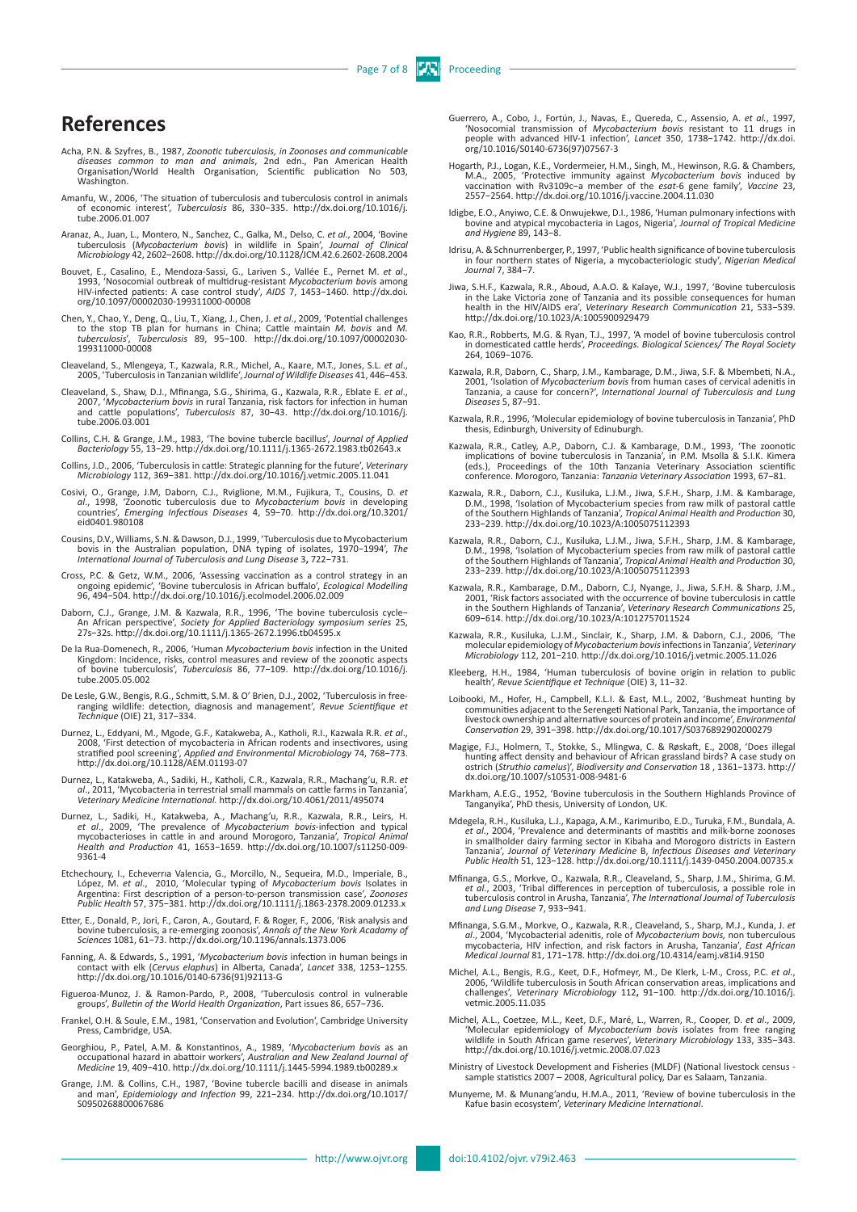# References

Acha, P.N. & Szyfres, B., 1987, *Zoonotic tuberculosis, in Zoonoses and communicable diseases common to man and animals*, 2nd edn., Pan American Health Organisation/World Health Organisation, Scientific publication No 503, Washington.

Amanfu, W., 2006, 'The situation of tuberculosis and tuberculosis control in animals of economic interest', *Tuberculosis* 86, 330–335. http://dx.doi.org/10.1016/j.tube.2006.01.007

Aranaz, A., Juan, L., Montero, N., Sanchez, C., Galka, M., Delso, C. *et al*., 2004, 'Bovine tuberculosis (*Mycobacterium bovis*) in wildlife in Spain', *Journal of Clinical Microbiology* 42, 2602–2608. http://dx.doi.org/10.1128/JCM.42.6.2602-2608.2004

Bouvet, E., Casalino, E., Mendoza-Sassi, G., Larivem S., Vallée E., Pernet M. *et al*., 1993, 'Nosocomial outbreak of multidrug-resistant *Mycobacterium bovis* among HIV-infected patients: A case control study', *AIDS* 7, 1453–1460. http://dx.doi.org/10.1097/00002030-199311000-00008

Chen, Y., Chao, Y., Deng, Q., Liu, T., Xiang, J., Chen, J. *et al*., 2009, 'Potential challenges to the stop TB plan for humans in China; Cattle maintain *M. bovis* and *M. tuberculosis*', *Tuberculosis* 89, 95–100. http://dx.doi.org/10.1097/00002030-199311000-00008

Cleaveland, S., Mlengeya, T., Kazwala, R.R., Michel, A., Kaare, M.T., Jones, S.L. *et al*., 2005, 'Tuberculosis in Tanzanian wildlife', *Journal of Wildlife Diseases* 41, 446–453.

Cleaveland, S., Shaw, D.J., Mfinanga, S.G., Shirima, G., Kazwala, R.R., Eblate E. *et al*., 2007, '*Mycobacterium bovis* in rural Tanzania, risk factors for infection in human and cattle populations', *Tuberculosis* 87, 30–43. http://dx.doi.org/10.1016/j.tube.2006.03.001

Collins, C.H. & Grange, J.M., 1983, 'The bovine tubercle bacillus', *Journal of Applied Bacteriology* 55, 13–29. http://dx.doi.org/10.1111/j.1365-2672.1983.tb02643.x

Collins, J.D., 2006, 'Tuberculosis in cattle: Strategic planning for the future', *Veterinary Microbiology* 112, 369–381. http://dx.doi.org/10.1016/j.vetmic.2005.11.041

Cosivi, O., Grange, J.M, Daborn, C.J., Rviglione, M.M., Fujikura, T., Cousins, D. *et al*., 1998, 'Zoonotic tuberculosis due to *Mycobacterium bovis* in developing countries', *Emerging Infectious Diseases* 4, 59–70. http://dx.doi.org/10.3201/eid0401.980108

Cousins, D.V., Williams, S.N. & Dawson, D.J., 1999, 'Tuberculosis due to Mycobacterium bovis in the Australian population, DNA typing of isolates, 1970–1994', *The International Journal of Tuberculosis and Lung Disease* 3**,** 722–731.

Cross, P.C. & Getz, W.M., 2006, 'Assessing vaccination as a control strategy in an ongoing epidemic', 'Bovine tuberculosis in African buffalo', *Ecological Modelling* 96, 494–504. http://dx.doi.org/10.1016/j.ecolmodel.2006.02.009

Daborn, C.J., Grange, J.M. & Kazwala, R.R., 1996, 'The bovine tuberculosis cycle– An African perspective', *Society for Applied Bacteriology symposium series* 25, 27s–32s. http://dx.doi.org/10.1111/j.1365-2672.1996.tb04595.x

De la Rua-Domenech, R., 2006, 'Human *Mycobacterium bovis* infection in the United Kingdom: Incidence, risks, control measures and review of the zoonotic aspects of bovine tuberculosis', *Tuberculosis* 86, 77–109. http://dx.doi.org/10.1016/j.tube.2005.05.002

De Lesle, G.W., Bengis, R.G., Schmitt, S.M. & O' Brien, D.J., 2002, 'Tuberculosis in free-ranging wildlife: detection, diagnosis and management', *Revue Scientifique et Technique* (OIE) 21, 317–334.

Durnez, L., Eddyani, M., Mgode, G.F., Katakweba, A., Katholi, R.I., Kazwala R.R. *et al*., 2008, 'First detection of mycobacteria in African rodents and insectivores, using stratified pool screening', *Applied and Environmental Microbiology* 74, 768–773. http://dx.doi.org/10.1128/AEM.01193-07

Durnez, L., Katakweba, A., Sadiki, H., Katholi, C.R., Kazwala, R.R., Machang'u, R.R. *et al*., 2011, 'Mycobacteria in terrestrial small mammals on cattle farms in Tanzania', *Veterinary Medicine International.* http://dx.doi.org/10.4061/2011/495074

Durnez, L., Sadiki, H., Katakweba, A., Machang'u, R.R., Kazwala, R.R., Leirs, H. *et al*., 2009, 'The prevalence of *Mycobacterium bovis*-infection and typical mycobacterioses in cattle in and around Morogoro, Tanzania', *Tropical Animal Health and Production* 41, 1653–1659. http://dx.doi.org/10.1007/s11250-009-9361-4

Etchechoury, I., Echeverrıa Valencia, G., Morcillo, N., Sequeira, M.D., Imperiale, B., López, M. *et al*., 2010, 'Molecular typing of *Mycobacterium bovis* Isolates in Argentina: First description of a person-to-person transmission case', *Zoonoses Public Health* 57, 375–381. http://dx.doi.org/10.1111/j.1863-2378.2009.01233.x

Etter, E., Donald, P., Jori, F., Caron, A., Goutard, F. & Roger, F., 2006, 'Risk analysis and bovine tuberculosis, a re-emerging zoonosis', *Annals of the New York Academy of Sciences* 1081, 61–73. http://dx.doi.org/10.1196/annals.1373.006

Fanning, A. & Edwards, S., 1991, '*Mycobacterium bovis* infection in human beings in contact with elk (*Cervus elaphus*) in Alberta, Canada', *Lancet* 338, 1253–1255. http://dx.doi.org/10.1016/0140-6736(91)92113-G

Figueroa-Munoz, J. & Ramon-Pardo, P., 2008, 'Tuberculosis control in vulnerable groups', *Bulletin of the World Health Organization*, Part issues 86, 657–736.

Frankel, O.H. & Soule, E.M., 1981, 'Conservation and Evolution', Cambridge University Press, Cambridge, USA.

Georghiou, P., Patel, A.M. & Konstantinos, A., 1989, '*Mycobacterium bovis* as an occupational hazard in abattoir workers', *Australian and New Zealand Journal of Medicine* 19, 409–410. http://dx.doi.org/10.1111/j.1445-5994.1989.tb00289.x

Grange, J.M. & Collins, C.H., 1987, 'Bovine tubercle bacilli and disease in animals and man', *Epidemiology and Infection* 99, 221–234. http://dx.doi.org/10.1017/S0950268800067686

Guerrero, A., Cobo, J., Fortún, J., Navas, E., Quereda, C., Assensio, A. *et al.*, 1997, 'Nosocomial transmission of *Mycobacterium bovis* resistant to 11 drugs in people with advanced HIV-1 infection', *Lancet* 350, 1738–1742. http://dx.doi.org/10.1016/S0140-6736(97)07567-3

Hogarth, P.J., Logan, K.E., Vordermeier, H.M., Singh, M., Hewinson, R.G. & Chambers, M.A., 2005, 'Protective immunity against *Mycobacterium bovis* induced by vaccination with Rv3109c–a member of the *esat*-6 gene family', *Vaccine* 23, 2557–2564. http://dx.doi.org/10.1016/j.vaccine.2004.11.030

Idigbe, E.O., Anyiwo, C.E. & Onwujekwe, D.I., 1986, 'Human pulmonary infections with bovine and atypical mycobacteria in Lagos, Nigeria', *Journal of Tropical Medicine and Hygiene* 89, 143–8.

Idrisu, A. & Schnurrenberger, P., 1997, 'Public health significance of bovine tuberculosis in four northern states of Nigeria, a mycobacteriologic study', *Nigerian Medical Journal* 7, 384–7.

Jiwa, S.H.F., Kazwala, R.R., Aboud, A.A.O. & Kalaye, W.J., 1997, 'Bovine tuberculosis in the Lake Victoria zone of Tanzania and its possible consequences for human health in the HIV/AIDS era', *Veterinary Research Communication* 21, 533–539. http://dx.doi.org/10.1023/A:1005900929479

Kao, R.R., Robberts, M.G. & Ryan, T.J., 1997, 'A model of bovine tuberculosis control in domesticated cattle herds', *Proceedings. Biological Sciences/ The Royal Society* 264, 1069–1076.

Kazwala, R.R, Daborn, C., Sharp, J.M., Kambarage, D.M., Jiwa, S.F. & Mbembeti, N.A., 2001, 'Isolation of *Mycobacterium bovis* from human cases of cervical adenitis in Tanzania, a cause for concern?', *International Journal of Tuberculosis and Lung Diseases* 5, 87–91.

Kazwala, R.R., 1996, 'Molecular epidemiology of bovine tuberculosis in Tanzania', PhD thesis, Edinburgh, University of Edinuburgh.

Kazwala, R.R., Catley, A.P., Daborn, C.J. & Kambarage, D.M., 1993, 'The zoonotic implications of bovine tuberculosis in Tanzania', in P.M. Msolla & S.I.K. Kimera (eds.), Proceedings of the 10th Tanzania Veterinary Association scientific conference. Morogoro, Tanzania: *Tanzania Veterinary Association* 1993, 67–81.

Kazwala, R.R., Daborn, C.J., Kusiluka, L.J.M., Jiwa, S.F.H., Sharp, J.M. & Kambarage, D.M., 1998, 'Isolation of Mycobacterium species from raw milk of pastoral cattle of the Southern Highlands of Tanzania', *Tropical Animal Health and Production* 30, 233–239. http://dx.doi.org/10.1023/A:1005075112393

Kazwala, R.R., Daborn, C.J., Kusiluka, L.J.M., Jiwa, S.F.H., Sharp, J.M. & Kambarage, D.M., 1998, 'Isolation of Mycobacterium species from raw milk of pastoral cattle of the Southern Highlands of Tanzania', *Tropical Animal Health and Production* 30, 233–239. http://dx.doi.org/10.1023/A:1005075112393

Kazwala, R.R., Kambarage, D.M., Daborn, C.J., Nyange, J., Jiwa, S.F.H. & Sharp, J.M., 2001, 'Risk factors associated with the occurrence of bovine tuberculosis in cattle in the Southern Highlands of Tanzania', *Veterinary Research Communications* 25, 609–614. http://dx.doi.org/10.1023/A:1012757011524

Kazwala, R.R., Kusiluka, L.J.M., Sinclair, K., Sharp, J.M. & Daborn, C.J., 2006, 'The molecular epidemiology of *Mycobacterium bovis* infections in Tanzania', *Veterinary Microbiology* 112, 201–210. http://dx.doi.org/10.1016/j.vetmic.2005.11.026

Kleeberg, H.H., 1984, 'Human tuberculosis of bovine origin in relation to public health', *Revue Scientifique et Technique* (OIE) 3, 11–32.

Loibooki, M., Hofer, H., Campbell, K.L.I. & East, M.L., 2002, 'Bushmeat hunting by communities adjacent to the Serengeti National Park, Tanzania, the importance of livestock ownership and alternative sources of protein and income', *Environmental Conservation* 29, 391–398. http://dx.doi.org/10.1017/S0376892902000279

Magige, F.J., Holmern, T., Stokke, S., Mlingwa, C. & Røskaft, E., 2008, 'Does illegal hunting affect density and behaviour of African grassland birds? A case study on ostrich (*Struthio camelus*)', *Biodiversity and Conservation* 18 , 1361–1373. http://dx.doi.org/10.1007/s10531-008-9481-6

Markham, A.E.G., 1952, 'Bovine tuberculosis in the Southern Highlands Province of Tanganyika', PhD thesis, University of London, UK.

Mdegela, R.H., Kusiluka, L.J., Kapaga, A.M., Karimuribo, E.D., Turuka, F.M., Bundala, A. *et al*., 2004, 'Prevalence and determinants of mastitis and milk-borne zoonoses in smallholder dairy farming sector in Kibaha and Morogoro districts in Eastern Tanzania', *Journal of Veterinary Medicine* B, *Infectious Diseases and Veterinary Public Health* 51, 123–128. http://dx.doi.org/10.1111/j.1439-0450.2004.00735.x

Mfinanga, G.S., Morkve, O., Kazwala, R.R., Cleaveland, S., Sharp, J.M., Shirima, G.M. *et al*., 2003, 'Tribal differences in perception of tuberculosis, a possible role in tuberculosis control in Arusha, Tanzania', *The International Journal of Tuberculosis and Lung Disease* 7, 933–941.

Mfinanga, S.G.M., Morkve, O., Kazwala, R.R., Cleaveland, S., Sharp, M.J., Kunda, J. *et al*., 2004, 'Mycobacterial adenitis, role of *Mycobacterium bovis*, non tuberculous mycobacteria, HIV infection, and risk factors in Arusha, Tanzania', *East African Medical Journal* 81, 171–178. http://dx.doi.org/10.4314/eamj.v81i4.9150

Michel, A.L., Bengis, R.G., Keet, D.F., Hofmeyr, M., De Klerk, L-M., Cross, P.C. *et al.*, 2006, 'Wildlife tuberculosis in South African conservation areas, implications and challenges', *Veterinary Microbiology* 112**,** 91–100. http://dx.doi.org/10.1016/j.vetmic.2005.11.035

Michel, A.L., Coetzee, M.L., Keet, D.F., Maré, L., Warren, R., Cooper, D. *et al*., 2009, 'Molecular epidemiology of *Mycobacterium bovis* isolates from free ranging wildlife in South African game reserves', *Veterinary Microbiology* 133, 335–343. http://dx.doi.org/10.1016/j.vetmic.2008.07.023

Ministry of Livestock Development and Fisheries (MLDF) (National livestock census - sample statistics 2007 – 2008, Agricultural policy, Dar es Salaam, Tanzania.

Munyeme, M. & Munang'andu, H.M.A., 2011, 'Review of bovine tuberculosis in the Kafue basin ecosystem', *Veterinary Medicine International*.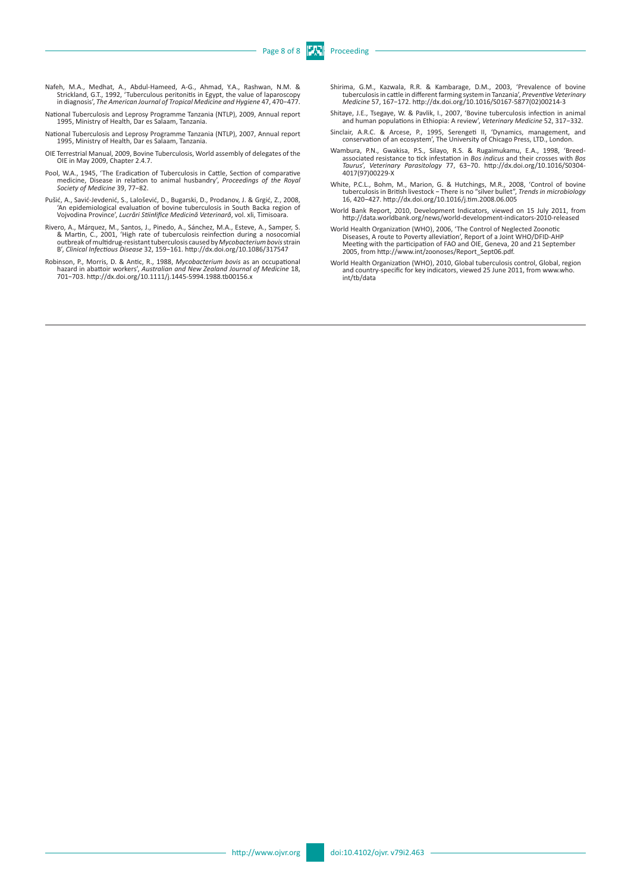Nafeh, M.A., Medhat, A., Abdul-Hameed, A-G., Ahmad, Y.A., Rashwan, N.M. & Strickland, G.T., 1992, 'Tuberculous peritonitis in Egypt, the value of laparoscopy in diagnosis', *The American Journal of Tropical Medicine and Hygiene* 47, 470–477.

National Tuberculosis and Leprosy Programme Tanzania (NTLP), 2009, Annual report 1995, Ministry of Health, Dar es Salaam, Tanzania.

National Tuberculosis and Leprosy Programme Tanzania (NTLP), 2007, Annual report 1995, Ministry of Health, Dar es Salaam, Tanzania.

OIE Terrestrial Manual, 2009, Bovine Tuberculosis, World assembly of delegates of the OIE in May 2009, Chapter 2.4.7.

Pool, W.A., 1945, 'The Eradication of Tuberculosis in Cattle, Section of comparative medicine, Disease in relation to animal husbandry', *Proceedings of the Royal Society of Medicine* 39, 77–82.

Pušić, A., Savić-Jevdenić, S., Lalošević, D., Bugarski, D., Prodanov, J. & Grgić, Z., 2008, 'An epidemiological evaluation of bovine tuberculosis in South Backa region of Vojvodina Province', *Lucrări Stiinfifice Medicină Veterinară*, vol. xli, Timisoara.

Rivero, A., Márquez, M., Santos, J., Pinedo, A., Sánchez, M.A., Esteve, A., Samper, S. & Martín, C., 2001, 'High rate of tuberculosis reinfection during a nosocomial outbreak of multidrug-resistant tuberculosis caused by *Mycobacterium bovis* strain B', *Clinical Infectious Disease* 32, 159–161. http://dx.doi.org/10.1086/317547

Robinson, P., Morris, D. & Antic, R., 1988, *Mycobacterium bovis* as an occupational hazard in abattoir workers', *Australian and New Zealand Journal of Medicine* 18, 701–703. http://dx.doi.org/10.1111/j.1445-5994.1988.tb00156.x

Shirima, G.M., Kazwala, R.R. & Kambarage, D.M., 2003, 'Prevalence of bovine tuberculosis in cattle in different farming system in Tanzania', *Preventive Veterinary Medicine* 57, 167–172. http://dx.doi.org/10.1016/S0167-5877(02)00214-3

Shitaye, J.E., Tsegaye, W. & Pavlik, I., 2007, 'Bovine tuberculosis infection in animal and human populations in Ethiopia: A review', *Veterinary Medicine* 52, 317–332.

Sinclair, A.R.C. & Arcese, P., 1995, Serengeti II, 'Dynamics, management, and conservation of an ecosystem', The University of Chicago Press, LTD., London.

Wambura, P.N., Gwakisa, P.S., Silayo, R.S. & Rugaimukamu, E.A., 1998, 'Breed-associated resistance to tick infestation in *Bos indicus* and their crosses with *Bos Taurus*', *Veterinary Parasitology* 77, 63–70. http://dx.doi.org/10.1016/S0304-4017(97)00229-X

White, P.C.L., Bohm, M., Marion, G. & Hutchings, M.R., 2008, 'Control of bovine tuberculosis in British livestock – There is no "silver bullet", *Trends in microbiology* 16, 420–427. http://dx.doi.org/10.1016/j.tim.2008.06.005

World Bank Report, 2010, Development Indicators, viewed on 15 July 2011, from http://data.worldbank.org/news/world-development-indicators-2010-released

World Health Organization (WHO), 2006, 'The Control of Neglected Zoonotic Diseases, A route to Poverty alleviation', Report of a Joint WHO/DFID-AHP Meeting with the participation of FAO and OIE, Geneva, 20 and 21 September 2005, from http://www.int/zoonoses/Report_Sept06.pdf.

World Health Organization (WHO), 2010, Global tuberculosis control, Global, region and country-specific for key indicators, viewed 25 June 2011, from www.who.int/tb/data